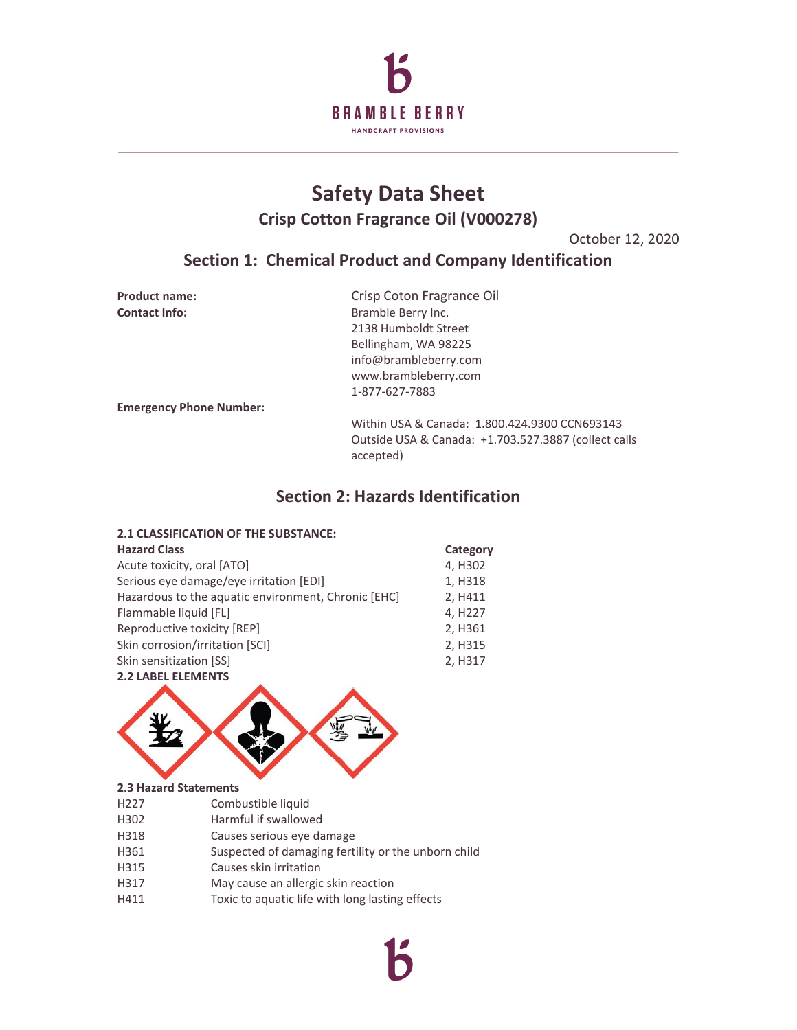# Safety Data Sheet

## Crisp Cotton Fragrance Oil (V000278)

October 12, 2020

## Section 1: Chemical Product and Company Identification

**Product name:** Crisp Coton Fragrance Oil

**Contact Info:**
Bramble Berry Inc.
2138 Humboldt Street
Bellingham, WA 98225
info@brambleberry.com
www.brambleberry.com
1-877-627-7883

**Emergency Phone Number:**
Within USA & Canada: 1.800.424.9300 CCN693143
Outside USA & Canada: +1.703.527.3887 (collect calls accepted)

## Section 2: Hazards Identification

**2.1 CLASSIFICATION OF THE SUBSTANCE:**

| Hazard Class | Category |
| --- | --- |
| Acute toxicity, oral [ATO] | 4, H302 |
| Serious eye damage/eye irritation [EDI] | 1, H318 |
| Hazardous to the aquatic environment, Chronic [EHC] | 2, H411 |
| Flammable liquid [FL] | 4, H227 |
| Reproductive toxicity [REP] | 2, H361 |
| Skin corrosion/irritation [SCI] | 2, H315 |
| Skin sensitization [SS] | 2, H317 |

**2.2 LABEL ELEMENTS**

**2.3 Hazard Statements**

| | |
| --- | --- |
| H227 | Combustible liquid |
| H302 | Harmful if swallowed |
| H318 | Causes serious eye damage |
| H361 | Suspected of damaging fertility or the unborn child |
| H315 | Causes skin irritation |
| H317 | May cause an allergic skin reaction |
| H411 | Toxic to aquatic life with long lasting effects |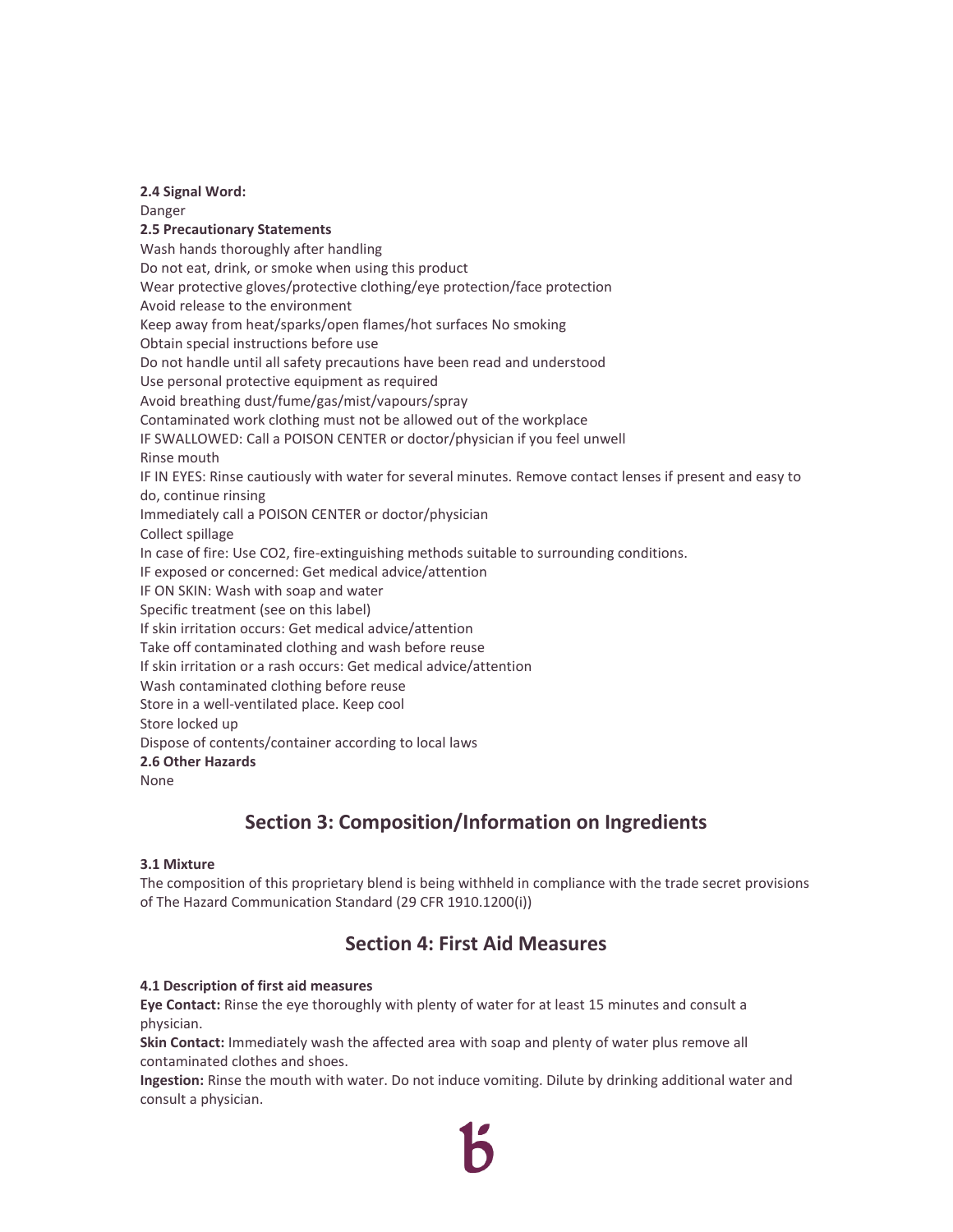**2.4 Signal Word:**

Danger

**2.5 Precautionary Statements**

Wash hands thoroughly after handling
Do not eat, drink, or smoke when using this product
Wear protective gloves/protective clothing/eye protection/face protection
Avoid release to the environment
Keep away from heat/sparks/open flames/hot surfaces No smoking
Obtain special instructions before use
Do not handle until all safety precautions have been read and understood
Use personal protective equipment as required
Avoid breathing dust/fume/gas/mist/vapours/spray
Contaminated work clothing must not be allowed out of the workplace
IF SWALLOWED: Call a POISON CENTER or doctor/physician if you feel unwell
Rinse mouth
IF IN EYES: Rinse cautiously with water for several minutes. Remove contact lenses if present and easy to do, continue rinsing
Immediately call a POISON CENTER or doctor/physician
Collect spillage
In case of fire: Use CO2, fire-extinguishing methods suitable to surrounding conditions.
IF exposed or concerned: Get medical advice/attention
IF ON SKIN: Wash with soap and water
Specific treatment (see on this label)
If skin irritation occurs: Get medical advice/attention
Take off contaminated clothing and wash before reuse
If skin irritation or a rash occurs: Get medical advice/attention
Wash contaminated clothing before reuse
Store in a well-ventilated place. Keep cool
Store locked up
Dispose of contents/container according to local laws

**2.6 Other Hazards**

None

## Section 3: Composition/Information on Ingredients

**3.1 Mixture**

The composition of this proprietary blend is being withheld in compliance with the trade secret provisions of The Hazard Communication Standard (29 CFR 1910.1200(i))

## Section 4: First Aid Measures

**4.1 Description of first aid measures**

**Eye Contact:** Rinse the eye thoroughly with plenty of water for at least 15 minutes and consult a physician.

**Skin Contact:** Immediately wash the affected area with soap and plenty of water plus remove all contaminated clothes and shoes.

**Ingestion:** Rinse the mouth with water. Do not induce vomiting. Dilute by drinking additional water and consult a physician.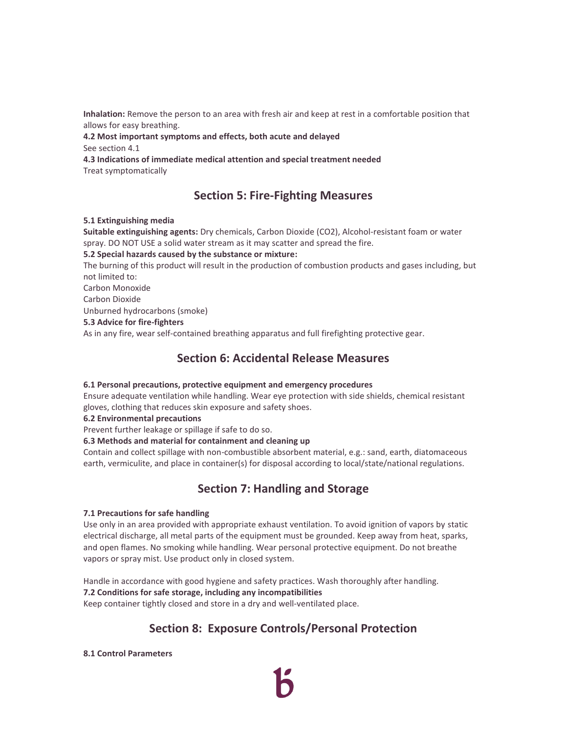**Inhalation:** Remove the person to an area with fresh air and keep at rest in a comfortable position that allows for easy breathing.

**4.2 Most important symptoms and effects, both acute and delayed**

See section 4.1

**4.3 Indications of immediate medical attention and special treatment needed**

Treat symptomatically

## Section 5: Fire-Fighting Measures

**5.1 Extinguishing media**

**Suitable extinguishing agents:** Dry chemicals, Carbon Dioxide ($CO_2$), Alcohol-resistant foam or water spray. DO NOT USE a solid water stream as it may scatter and spread the fire.

**5.2 Special hazards caused by the substance or mixture:**

The burning of this product will result in the production of combustion products and gases including, but not limited to:

Carbon Monoxide

Carbon Dioxide

Unburned hydrocarbons (smoke)

**5.3 Advice for fire-fighters**

As in any fire, wear self-contained breathing apparatus and full firefighting protective gear.

## Section 6: Accidental Release Measures

**6.1 Personal precautions, protective equipment and emergency procedures**

Ensure adequate ventilation while handling. Wear eye protection with side shields, chemical resistant gloves, clothing that reduces skin exposure and safety shoes.

**6.2 Environmental precautions**

Prevent further leakage or spillage if safe to do so.

**6.3 Methods and material for containment and cleaning up**

Contain and collect spillage with non-combustible absorbent material, e.g.: sand, earth, diatomaceous earth, vermiculite, and place in container(s) for disposal according to local/state/national regulations.

## Section 7: Handling and Storage

**7.1 Precautions for safe handling**

Use only in an area provided with appropriate exhaust ventilation. To avoid ignition of vapors by static electrical discharge, all metal parts of the equipment must be grounded. Keep away from heat, sparks, and open flames. No smoking while handling. Wear personal protective equipment. Do not breathe vapors or spray mist. Use product only in closed system.

Handle in accordance with good hygiene and safety practices. Wash thoroughly after handling.

**7.2 Conditions for safe storage, including any incompatibilities**

Keep container tightly closed and store in a dry and well-ventilated place.

## Section 8: Exposure Controls/Personal Protection

**8.1 Control Parameters**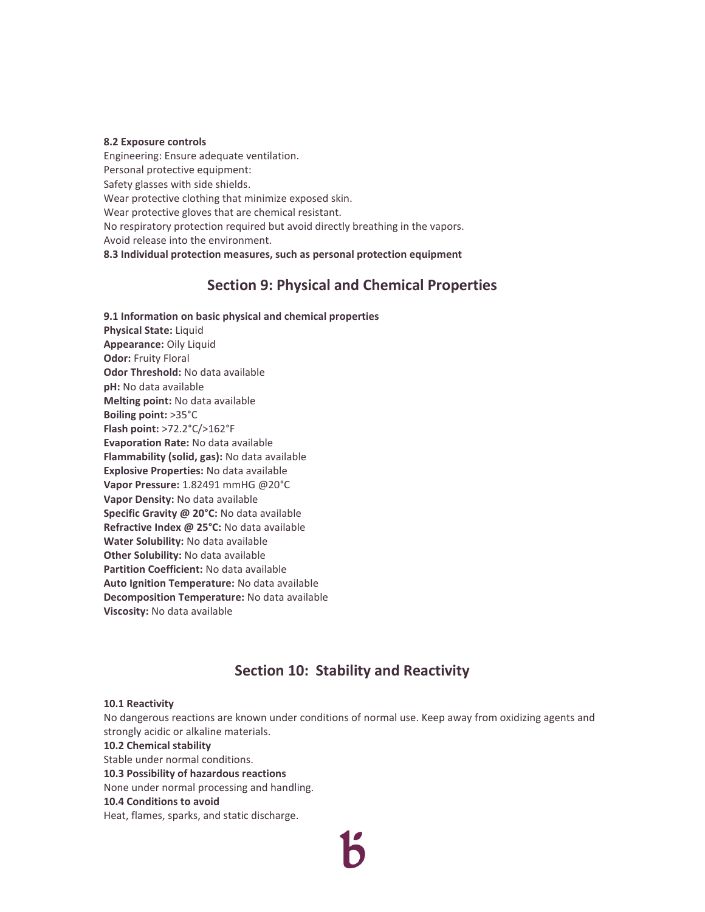**8.2 Exposure controls**

Engineering: Ensure adequate ventilation.

Personal protective equipment:

Safety glasses with side shields.

Wear protective clothing that minimize exposed skin.

Wear protective gloves that are chemical resistant.

No respiratory protection required but avoid directly breathing in the vapors.

Avoid release into the environment.

**8.3 Individual protection measures, such as personal protection equipment**

## Section 9: Physical and Chemical Properties

**9.1 Information on basic physical and chemical properties**

**Physical State:** Liquid

**Appearance:** Oily Liquid

**Odor:** Fruity Floral

**Odor Threshold:** No data available

**pH:** No data available

**Melting point:** No data available

**Boiling point:** >35°C

**Flash point:** >72.2°C/>162°F

**Evaporation Rate:** No data available

**Flammability (solid, gas):** No data available

**Explosive Properties:** No data available

**Vapor Pressure:** 1.82491 mmHG @20°C

**Vapor Density:** No data available

**Specific Gravity @ 20°C:** No data available

**Refractive Index @ 25°C:** No data available

**Water Solubility:** No data available

**Other Solubility:** No data available

**Partition Coefficient:** No data available

**Auto Ignition Temperature:** No data available

**Decomposition Temperature:** No data available

**Viscosity:** No data available

## Section 10: Stability and Reactivity

**10.1 Reactivity**

No dangerous reactions are known under conditions of normal use. Keep away from oxidizing agents and strongly acidic or alkaline materials.

**10.2 Chemical stability**

Stable under normal conditions.

**10.3 Possibility of hazardous reactions**

None under normal processing and handling.

**10.4 Conditions to avoid**

Heat, flames, sparks, and static discharge.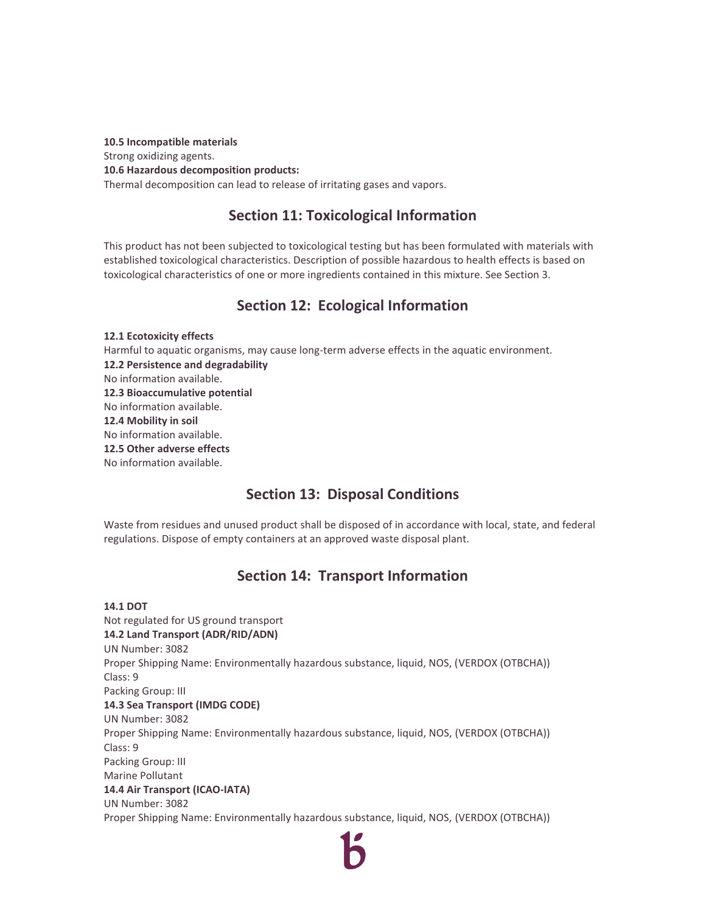**10.5 Incompatible materials**
Strong oxidizing agents.
**10.6 Hazardous decomposition products:**
Thermal decomposition can lead to release of irritating gases and vapors.

## Section 11: Toxicological Information

This product has not been subjected to toxicological testing but has been formulated with materials with established toxicological characteristics. Description of possible hazardous to health effects is based on toxicological characteristics of one or more ingredients contained in this mixture. See Section 3.

## Section 12: Ecological Information

**12.1 Ecotoxicity effects**
Harmful to aquatic organisms, may cause long-term adverse effects in the aquatic environment.
**12.2 Persistence and degradability**
No information available.
**12.3 Bioaccumulative potential**
No information available.
**12.4 Mobility in soil**
No information available.
**12.5 Other adverse effects**
No information available.

## Section 13: Disposal Conditions

Waste from residues and unused product shall be disposed of in accordance with local, state, and federal regulations. Dispose of empty containers at an approved waste disposal plant.

## Section 14: Transport Information

**14.1 DOT**
Not regulated for US ground transport
**14.2 Land Transport (ADR/RID/ADN)**
UN Number: 3082
Proper Shipping Name: Environmentally hazardous substance, liquid, NOS, (VERDOX (OTBCHA))
Class: 9
Packing Group: III
**14.3 Sea Transport (IMDG CODE)**
UN Number: 3082
Proper Shipping Name: Environmentally hazardous substance, liquid, NOS, (VERDOX (OTBCHA))
Class: 9
Packing Group: III
Marine Pollutant
**14.4 Air Transport (ICAO-IATA)**
UN Number: 3082
Proper Shipping Name: Environmentally hazardous substance, liquid, NOS, (VERDOX (OTBCHA))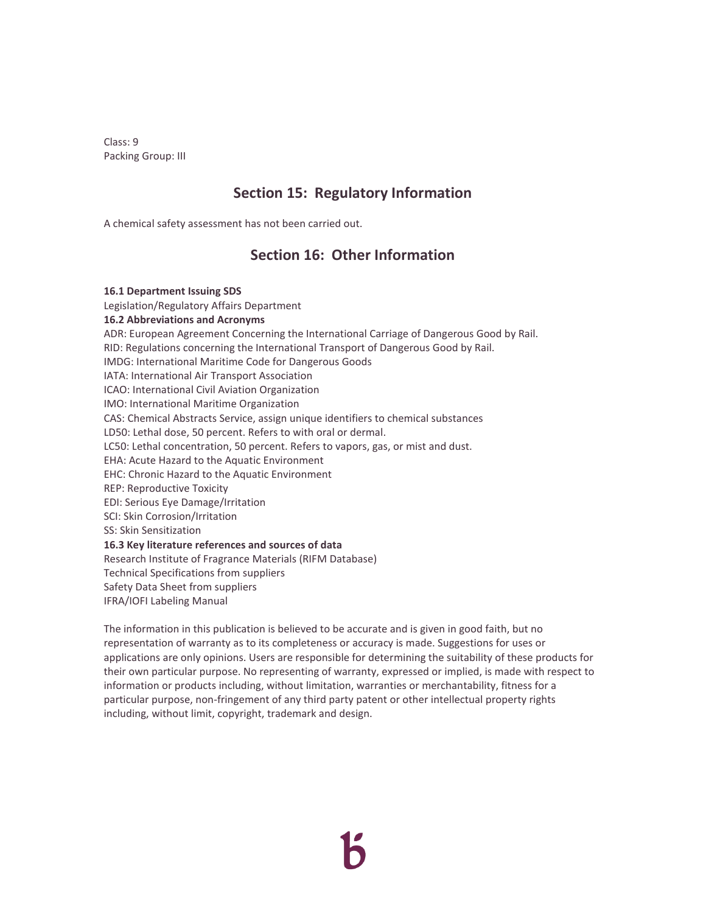Class: 9
Packing Group: III

## Section 15: Regulatory Information

A chemical safety assessment has not been carried out.

## Section 16: Other Information

**16.1 Department Issuing SDS**
Legislation/Regulatory Affairs Department
**16.2 Abbreviations and Acronyms**
ADR: European Agreement Concerning the International Carriage of Dangerous Good by Rail.
RID: Regulations concerning the International Transport of Dangerous Good by Rail.
IMDG: International Maritime Code for Dangerous Goods
IATA: International Air Transport Association
ICAO: International Civil Aviation Organization
IMO: International Maritime Organization
CAS: Chemical Abstracts Service, assign unique identifiers to chemical substances
LD50: Lethal dose, 50 percent. Refers to with oral or dermal.
LC50: Lethal concentration, 50 percent. Refers to vapors, gas, or mist and dust.
EHA: Acute Hazard to the Aquatic Environment
EHC: Chronic Hazard to the Aquatic Environment
REP: Reproductive Toxicity
EDI: Serious Eye Damage/Irritation
SCI: Skin Corrosion/Irritation
SS: Skin Sensitization
**16.3 Key literature references and sources of data**
Research Institute of Fragrance Materials (RIFM Database)
Technical Specifications from suppliers
Safety Data Sheet from suppliers
IFRA/IOFI Labeling Manual

The information in this publication is believed to be accurate and is given in good faith, but no representation of warranty as to its completeness or accuracy is made. Suggestions for uses or applications are only opinions. Users are responsible for determining the suitability of these products for their own particular purpose. No representing of warranty, expressed or implied, is made with respect to information or products including, without limitation, warranties or merchantability, fitness for a particular purpose, non-fringement of any third party patent or other intellectual property rights including, without limit, copyright, trademark and design.